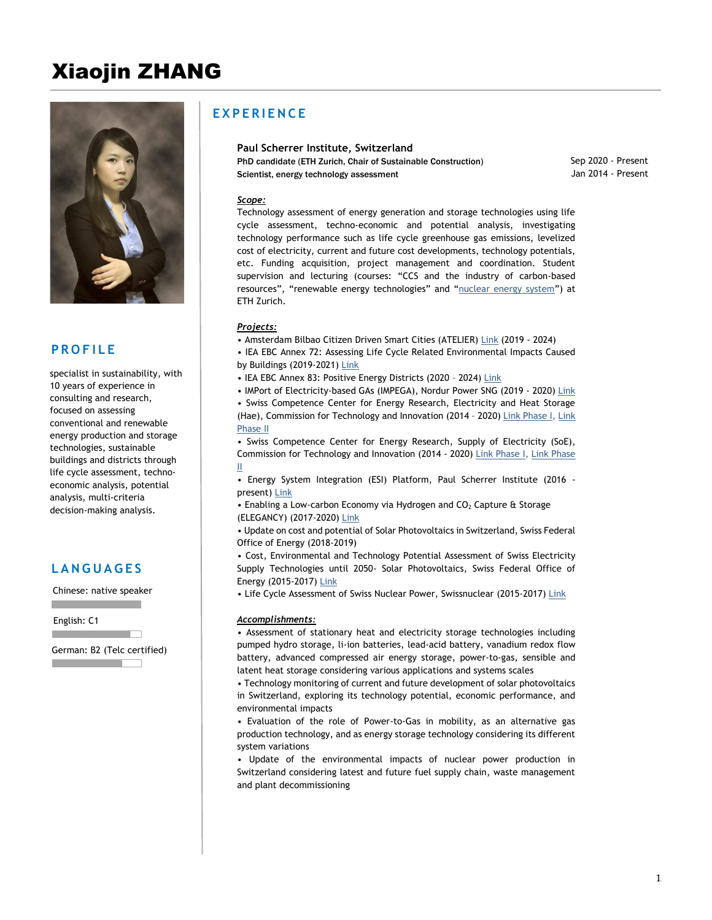# Xiaojin ZHANG

## PROFILE

specialist in sustainability, with 10 years of experience in consulting and research, focused on assessing conventional and renewable energy production and storage technologies, sustainable buildings and districts through life cycle assessment, techno-economic analysis, potential analysis, multi-criteria decision-making analysis.

## LANGUAGES

Chinese: native speaker

English: C1

German: B2 (Telc certified)

## EXPERIENCE

### Paul Scherrer Institute, Switzerland

**PhD candidate (ETH Zurich, Chair of Sustainable Construction)** Sep 2020 - Present

**Scientist, energy technology assessment** Jan 2014 - Present

***Scope:***

Technology assessment of energy generation and storage technologies using life cycle assessment, techno-economic and potential analysis, investigating technology performance such as life cycle greenhouse gas emissions, levelized cost of electricity, current and future cost developments, technology potentials, etc. Funding acquisition, project management and coordination. Student supervision and lecturing (courses: "CCS and the industry of carbon-based resources", "renewable energy technologies" and "nuclear energy system") at ETH Zurich.

***Projects:***

- Amsterdam Bilbao Citizen Driven Smart Cities (ATELIER) Link (2019 - 2024)
- IEA EBC Annex 72: Assessing Life Cycle Related Environmental Impacts Caused by Buildings (2019-2021) Link
- IEA EBC Annex 83: Positive Energy Districts (2020 – 2024) Link
- IMPort of Electricity-based GAs (IMPEGA), Nordur Power SNG (2019 - 2020) Link
- Swiss Competence Center for Energy Research, Electricity and Heat Storage (Hae), Commission for Technology and Innovation (2014 – 2020) Link Phase I, Link Phase II
- Swiss Competence Center for Energy Research, Supply of Electricity (SoE), Commission for Technology and Innovation (2014 - 2020) Link Phase I, Link Phase II
- Energy System Integration (ESI) Platform, Paul Scherrer Institute (2016 - present) Link
- Enabling a Low-carbon Economy via Hydrogen and $CO_2$ Capture & Storage (ELEGANCY) (2017-2020) Link
- Update on cost and potential of Solar Photovoltaics in Switzerland, Swiss Federal Office of Energy (2018-2019)
- Cost, Environmental and Technology Potential Assessment of Swiss Electricity Supply Technologies until 2050- Solar Photovoltaics, Swiss Federal Office of Energy (2015-2017) Link
- Life Cycle Assessment of Swiss Nuclear Power, Swissnuclear (2015-2017) Link

***Accomplishments:***

- Assessment of stationary heat and electricity storage technologies including pumped hydro storage, li-ion batteries, lead-acid battery, vanadium redox flow battery, advanced compressed air energy storage, power-to-gas, sensible and latent heat storage considering various applications and systems scales
- Technology monitoring of current and future development of solar photovoltaics in Switzerland, exploring its technology potential, economic performance, and environmental impacts
- Evaluation of the role of Power-to-Gas in mobility, as an alternative gas production technology, and as energy storage technology considering its different system variations
- Update of the environmental impacts of nuclear power production in Switzerland considering latest and future fuel supply chain, waste management and plant decommissioning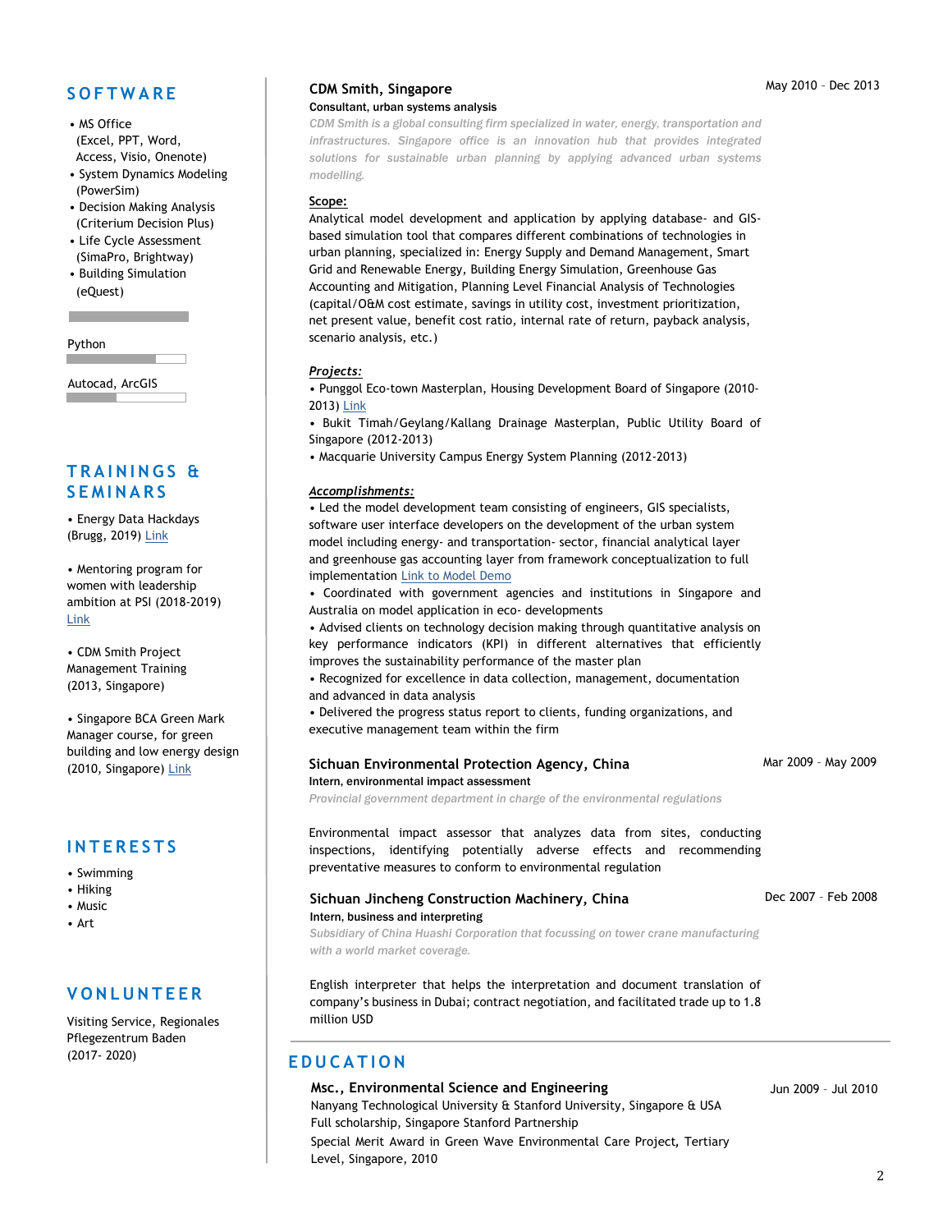## SOFTWARE

- MS Office (Excel, PPT, Word, Access, Visio, Onenote)
- System Dynamics Modeling (PowerSim)
- Decision Making Analysis (Criterium Decision Plus)
- Life Cycle Assessment (SimaPro, Brightway)
- Building Simulation (eQuest)

Python

Autocad, ArcGIS

## TRAININGS & SEMINARS

- Energy Data Hackdays (Brugg, 2019) Link

- Mentoring program for women with leadership ambition at PSI (2018-2019) Link

- CDM Smith Project Management Training (2013, Singapore)

- Singapore BCA Green Mark Manager course, for green building and low energy design (2010, Singapore) Link

## INTERESTS

- Swimming
- Hiking
- Music
- Art

## VONLUNTEER

Visiting Service, Regionales Pflegezentrum Baden (2017- 2020)

### CDM Smith, Singapore
May 2010 – Dec 2013

**Consultant, urban systems analysis**

*CDM Smith is a global consulting firm specialized in water, energy, transportation and infrastructures. Singapore office is an innovation hub that provides integrated solutions for sustainable urban planning by applying advanced urban systems modelling.*

**Scope:**

Analytical model development and application by applying database- and GIS-based simulation tool that compares different combinations of technologies in urban planning, specialized in: Energy Supply and Demand Management, Smart Grid and Renewable Energy, Building Energy Simulation, Greenhouse Gas Accounting and Mitigation, Planning Level Financial Analysis of Technologies (capital/O&M cost estimate, savings in utility cost, investment prioritization, net present value, benefit cost ratio, internal rate of return, payback analysis, scenario analysis, etc.)

***Projects:***

- Punggol Eco-town Masterplan, Housing Development Board of Singapore (2010-2013) Link
- Bukit Timah/Geylang/Kallang Drainage Masterplan, Public Utility Board of Singapore (2012-2013)
- Macquarie University Campus Energy System Planning (2012-2013)

***Accomplishments:***

- Led the model development team consisting of engineers, GIS specialists, software user interface developers on the development of the urban system model including energy- and transportation- sector, financial analytical layer and greenhouse gas accounting layer from framework conceptualization to full implementation Link to Model Demo
- Coordinated with government agencies and institutions in Singapore and Australia on model application in eco- developments
- Advised clients on technology decision making through quantitative analysis on key performance indicators (KPI) in different alternatives that efficiently improves the sustainability performance of the master plan
- Recognized for excellence in data collection, management, documentation and advanced in data analysis
- Delivered the progress status report to clients, funding organizations, and executive management team within the firm

### Sichuan Environmental Protection Agency, China
Mar 2009 – May 2009

**Intern, environmental impact assessment**

*Provincial government department in charge of the environmental regulations*

Environmental impact assessor that analyzes data from sites, conducting inspections, identifying potentially adverse effects and recommending preventative measures to conform to environmental regulation

### Sichuan Jincheng Construction Machinery, China
Dec 2007 – Feb 2008

**Intern, business and interpreting**

*Subsidiary of China Huashi Corporation that focussing on tower crane manufacturing with a world market coverage.*

English interpreter that helps the interpretation and document translation of company's business in Dubai; contract negotiation, and facilitated trade up to 1.8 million USD

## EDUCATION

### Msc., Environmental Science and Engineering
Jun 2009 – Jul 2010

Nanyang Technological University & Stanford University, Singapore & USA

Full scholarship, Singapore Stanford Partnership

Special Merit Award in Green Wave Environmental Care Project, Tertiary Level, Singapore, 2010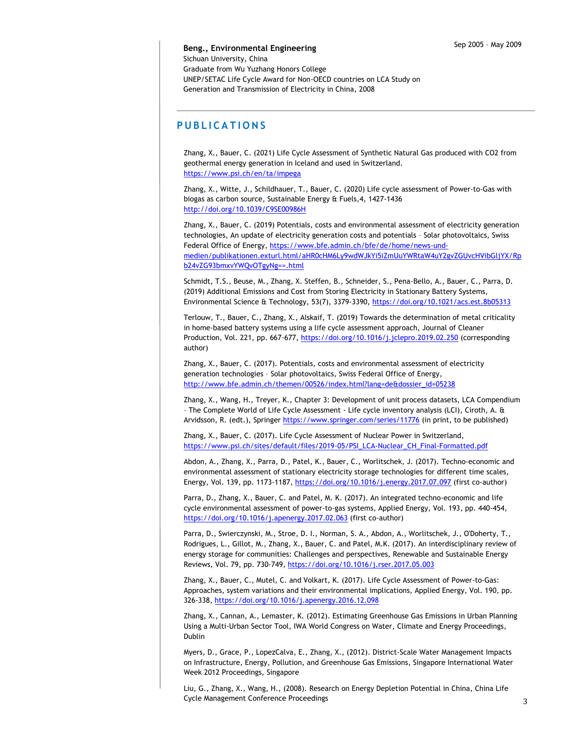**Beng., Environmental Engineering** Sep 2005 – May 2009
Sichuan University, China
Graduate from Wu Yuzhang Honors College
UNEP/SETAC Life Cycle Award for Non-OECD countries on LCA Study on Generation and Transmission of Electricity in China, 2008

## PUBLICATIONS

Zhang, X., Bauer, C. (2021) Life Cycle Assessment of Synthetic Natural Gas produced with CO2 from geothermal energy generation in Iceland and used in Switzerland. https://www.psi.ch/en/ta/impega

Zhang, X., Witte, J., Schildhauer, T., Bauer, C. (2020) Life cycle assessment of Power-to-Gas with biogas as carbon source, Sustainable Energy & Fuels,4, 1427-1436 http://doi.org/10.1039/C9SE00986H

Zhang, X., Bauer, C. (2019) Potentials, costs and environmental assessment of electricity generation technologies, An update of electricity generation costs and potentials – Solar photovoltaics, Swiss Federal Office of Energy, https://www.bfe.admin.ch/bfe/de/home/news-und-medien/publikationen.exturl.html/aHR0cHM6Ly9wdWJkYi5iZmUuYWRtaW4uY2gvZGUvcHVibGljYX/Rpb24vZG93bmxvYWQvOTgyNg==.html

Schmidt, T.S., Beuse, M., Zhang, X. Steffen, B., Schneider, S., Pena-Bello, A., Bauer, C., Parra, D. (2019) Additional Emissions and Cost from Storing Electricity in Stationary Battery Systems, Environmental Science & Technology, 53(7), 3379-3390, https://doi.org/10.1021/acs.est.8b05313

Terlouw, T., Bauer, C., Zhang, X., Alskaif, T. (2019) Towards the determination of metal criticality in home-based battery systems using a life cycle assessment approach, Journal of Cleaner Production, Vol. 221, pp. 667-677, https://doi.org/10.1016/j.jclepro.2019.02.250 (corresponding author)

Zhang, X., Bauer, C. (2017). Potentials, costs and environmental assessment of electricity generation technologies – Solar photovoltaics, Swiss Federal Office of Energy, http://www.bfe.admin.ch/themen/00526/index.html?lang=de&dossier_id=05238

Zhang, X., Wang, H., Treyer, K., Chapter 3: Development of unit process datasets, LCA Compendium – The Complete World of Life Cycle Assessment - Life cycle inventory analysis (LCI), Ciroth, A. & Arvidsson, R. (edt.), Springer https://www.springer.com/series/11776 (in print, to be published)

Zhang, X., Bauer, C. (2017). Life Cycle Assessment of Nuclear Power in Switzerland, https://www.psi.ch/sites/default/files/2019-05/PSI_LCA-Nuclear_CH_Final-Formatted.pdf

Abdon, A., Zhang, X., Parra, D., Patel, K., Bauer, C., Worlitschek, J. (2017). Techno-economic and environmental assessment of stationary electricity storage technologies for different time scales, Energy, Vol. 139, pp. 1173-1187, https://doi.org/10.1016/j.energy.2017.07.097 (first co-author)

Parra, D., Zhang, X., Bauer, C. and Patel, M. K. (2017). An integrated techno-economic and life cycle environmental assessment of power-to-gas systems, Applied Energy, Vol. 193, pp. 440-454, https://doi.org/10.1016/j.apenergy.2017.02.063 (first co-author)

Parra, D., Swierczynski, M., Stroe, D. I., Norman, S. A., Abdon, A., Worlitschek, J., O'Doherty, T., Rodrigues, L., Gillot, M., Zhang, X., Bauer, C. and Patel, M.K. (2017). An interdisciplinary review of energy storage for communities: Challenges and perspectives, Renewable and Sustainable Energy Reviews, Vol. 79, pp. 730-749, https://doi.org/10.1016/j.rser.2017.05.003

Zhang, X., Bauer, C., Mutel, C. and Volkart, K. (2017). Life Cycle Assessment of Power-to-Gas: Approaches, system variations and their environmental implications, Applied Energy, Vol. 190, pp. 326-338, https://doi.org/10.1016/j.apenergy.2016.12.098

Zhang, X., Cannan, A., Lemaster, K. (2012). Estimating Greenhouse Gas Emissions in Urban Planning Using a Multi-Urban Sector Tool, IWA World Congress on Water, Climate and Energy Proceedings, Dublin

Myers, D., Grace, P., LopezCalva, E., Zhang, X., (2012). District-Scale Water Management Impacts on Infrastructure, Energy, Pollution, and Greenhouse Gas Emissions, Singapore International Water Week 2012 Proceedings, Singapore

Liu, G., Zhang, X., Wang, H., (2008). Research on Energy Depletion Potential in China, China Life Cycle Management Conference Proceedings